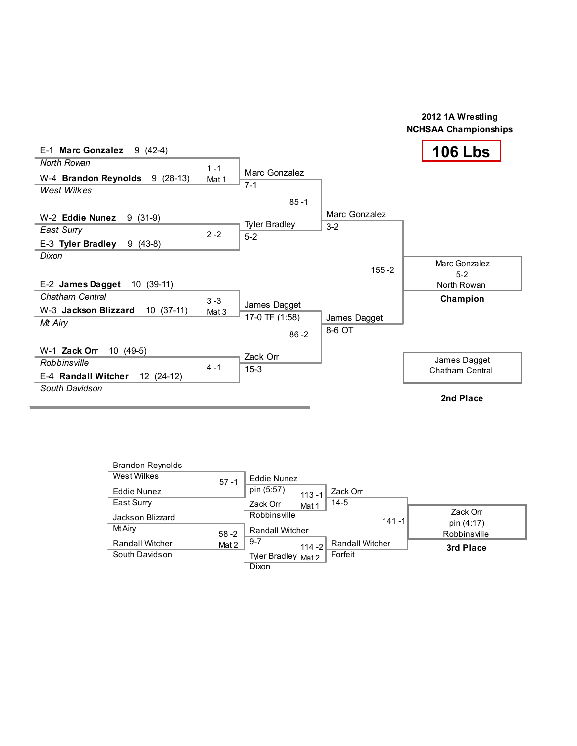# 2012 1A Wrestling NCHSAA Championships

## 106 Lbs

### Championship Bracket

**Quarterfinals**

- Bout 1-1 (Mat 1): E-1 **Marc Gonzalez** 9 (42-4), *North Rowan* vs. W-4 **Brandon Reynolds** 9 (28-13), *West Wilkes* — Winner: Marc Gonzalez 7-1
- Bout 2-2: W-2 **Eddie Nunez** 9 (31-9), *East Surry* vs. E-3 **Tyler Bradley** 9 (43-8), *Dixon* — Winner: Tyler Bradley 5-2
- Bout 3-3 (Mat 3): E-2 **James Dagget** 10 (39-11), *Chatham Central* vs. W-3 **Jackson Blizzard** 10 (37-11), *Mt Airy* — Winner: James Dagget 17-0 TF (1:58)
- Bout 4-1: W-1 **Zack Orr** 10 (49-5), *Robbinsville* vs. E-4 **Randall Witcher** 12 (24-12), *South Davidson* — Winner: Zack Orr 15-3

**Semifinals**

- Bout 85-1: Marc Gonzalez vs. Tyler Bradley — Winner: Marc Gonzalez 3-2
- Bout 86-2: James Dagget vs. Zack Orr — Winner: James Dagget 8-6 OT

**Final**

- Bout 155-2: Marc Gonzalez vs. James Dagget — Winner: Marc Gonzalez 5-2

**Champion:** Marc Gonzalez, 5-2, North Rowan

**2nd Place:** James Dagget, Chatham Central

### Consolation Bracket

**Consolation Round 1**

- Bout 57-1: Brandon Reynolds, West Wilkes vs. Eddie Nunez, East Surry — Winner: Eddie Nunez pin (5:57)
- Bout 58-2 (Mat 2): Jackson Blizzard, Mt Airy vs. Randall Witcher, South Davidson — Winner: Randall Witcher 9-7

**Consolation Semifinals**

- Bout 113-1 (Mat 1): Eddie Nunez vs. Zack Orr, Robbinsville — Winner: Zack Orr 14-5
- Bout 114-2 (Mat 2): Randall Witcher vs. Tyler Bradley, Dixon — Winner: Randall Witcher Forfeit

**3rd Place Match**

- Bout 141-1: Zack Orr vs. Randall Witcher — Winner: Zack Orr pin (4:17)

**3rd Place:** Zack Orr, pin (4:17), Robbinsville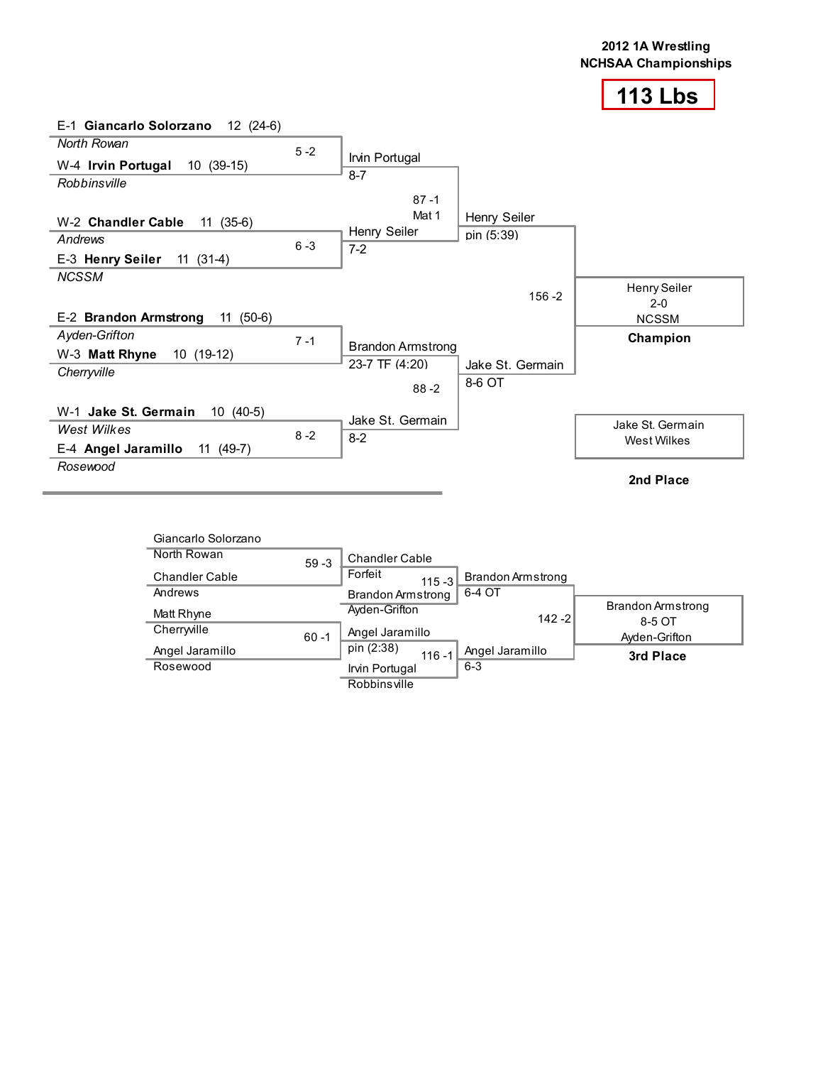**2012 1A Wrestling**
**NCHSAA Championships**

# 113 Lbs

## Championship Bracket

### First Round

| Seed | Wrestler | Grade | Record | School | Bout |
|---|---|---|---|---|---|
| E-1 | **Giancarlo Solorzano** | 12 | (24-6) | *North Rowan* | 5 -2 |
| W-4 | **Irvin Portugal** | 10 | (39-15) | *Robbinsville* | |
| W-2 | **Chandler Cable** | 11 | (35-6) | *Andrews* | 6 -3 |
| E-3 | **Henry Seiler** | 11 | (31-4) | *NCSSM* | |
| E-2 | **Brandon Armstrong** | 11 | (50-6) | *Ayden-Grifton* | 7 -1 |
| W-3 | **Matt Rhyne** | 10 | (19-12) | *Cherryville* | |
| W-1 | **Jake St. Germain** | 10 | (40-5) | *West Wilkes* | 8 -2 |
| E-4 | **Angel Jaramillo** | 11 | (49-7) | *Rosewood* | |

### Semifinals

- Irvin Portugal 8-7 vs. Henry Seiler 7-2 — 87 -1, Mat 1
- Brandon Armstrong 23-7 TF (4:20) vs. Jake St. Germain 8-2 — 88 -2

### Finals

- Henry Seiler pin (5:39) vs. Jake St. Germain 8-6 OT — 156 -2

**Champion:** Henry Seiler, 2-0, NCSSM

**2nd Place:** Jake St. Germain, West Wilkes

## Consolation Bracket

### Consolation First Round

- Giancarlo Solorzano (North Rowan) vs. Chandler Cable (Andrews) — 59 -3
- Matt Rhyne (Cherryville) vs. Angel Jaramillo (Rosewood) — 60 -1

### Consolation Semifinals

- Chandler Cable, Forfeit vs. Brandon Armstrong (Ayden-Grifton) — 115 -3
- Angel Jaramillo, pin (2:38) vs. Irvin Portugal (Robbinsville) — 116 -1

### Third Place Match

- Brandon Armstrong 6-4 OT vs. Angel Jaramillo 6-3 — 142 -2

**3rd Place:** Brandon Armstrong, 8-5 OT, Ayden-Grifton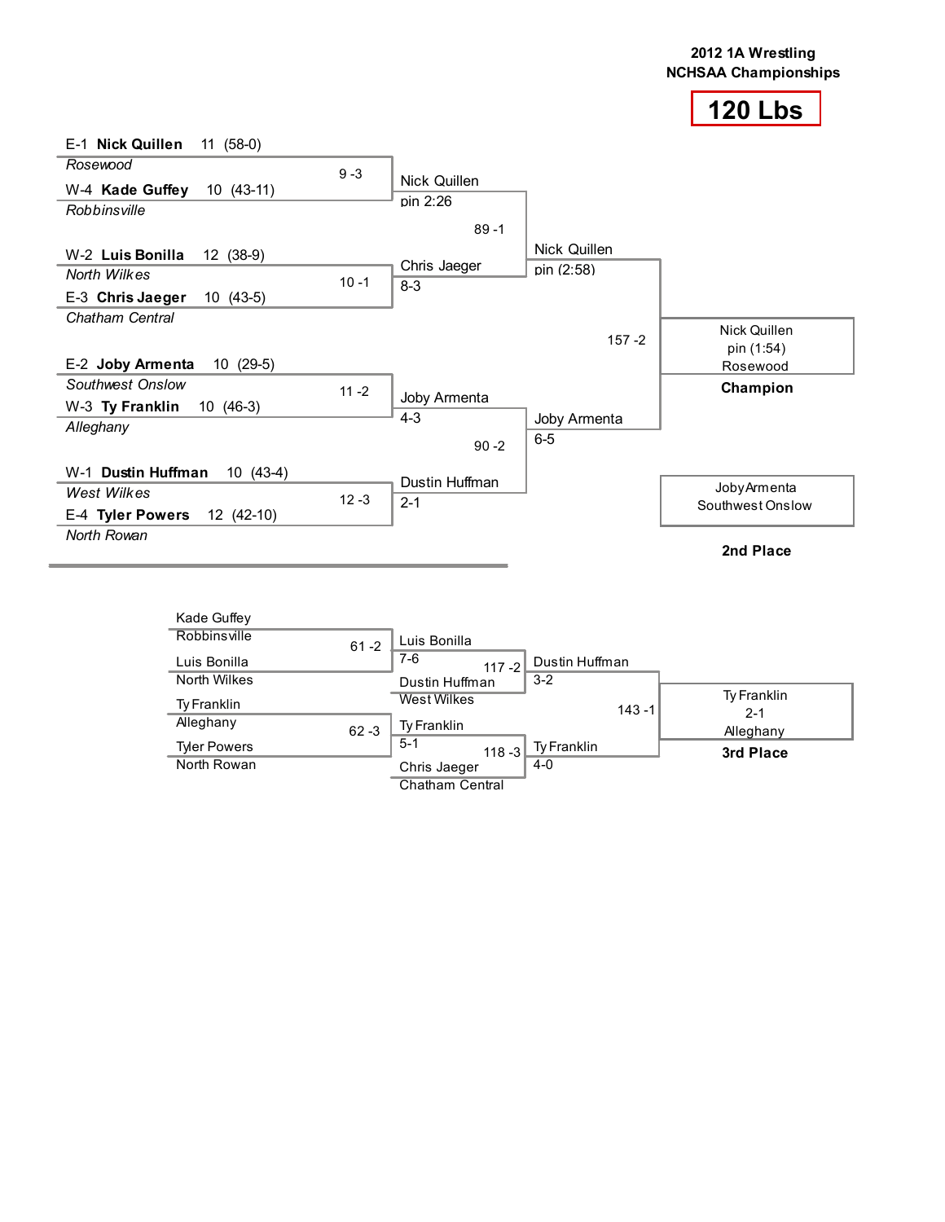**2012 1A Wrestling**
**NCHSAA Championships**

# 120 Lbs

## Championship Bracket

### First Round

| Bout | Wrestler 1 | Wrestler 2 | Winner | Result |
|---|---|---|---|---|
| 9 -3 | E-1 **Nick Quillen** 11 (58-0), *Rosewood* | W-4 **Kade Guffey** 10 (43-11), *Robbinsville* | Nick Quillen | pin 2:26 |
| 10 -1 | W-2 **Luis Bonilla** 12 (38-9), *North Wilkes* | E-3 **Chris Jaeger** 10 (43-5), *Chatham Central* | Chris Jaeger | 8-3 |
| 11 -2 | E-2 **Joby Armenta** 10 (29-5), *Southwest Onslow* | W-3 **Ty Franklin** 10 (46-3), *Alleghany* | Joby Armenta | 4-3 |
| 12 -3 | W-1 **Dustin Huffman** 10 (43-4), *West Wilkes* | E-4 **Tyler Powers** 12 (42-10), *North Rowan* | Dustin Huffman | 2-1 |

### Semifinals

| Bout | Wrestler 1 | Wrestler 2 | Winner | Result |
|---|---|---|---|---|
| 89 -1 | Nick Quillen | Chris Jaeger | Nick Quillen | pin (2:58) |
| 90 -2 | Joby Armenta | Dustin Huffman | Joby Armenta | 6-5 |

### Final

| Bout | Wrestler 1 | Wrestler 2 | Winner | Result |
|---|---|---|---|---|
| 157 -2 | Nick Quillen | Joby Armenta | Nick Quillen, Rosewood | pin (1:54) |

**Champion:** Nick Quillen, pin (1:54), Rosewood

**2nd Place:** Joby Armenta, Southwest Onslow

## Consolation Bracket

| Bout | Wrestler 1 | Wrestler 2 | Winner | Result |
|---|---|---|---|---|
| 61 -2 | Kade Guffey, Robbinsville | Luis Bonilla, North Wilkes | Luis Bonilla | 7-6 |
| 62 -3 | Ty Franklin, Alleghany | Tyler Powers, North Rowan | Ty Franklin | 5-1 |
| 117 -2 | Luis Bonilla | Dustin Huffman, West Wilkes | Dustin Huffman | 3-2 |
| 118 -3 | Ty Franklin | Chris Jaeger, Chatham Central | Ty Franklin | 4-0 |
| 143 -1 | Dustin Huffman | Ty Franklin | Ty Franklin, Alleghany | 2-1 |

**3rd Place:** Ty Franklin, 2-1, Alleghany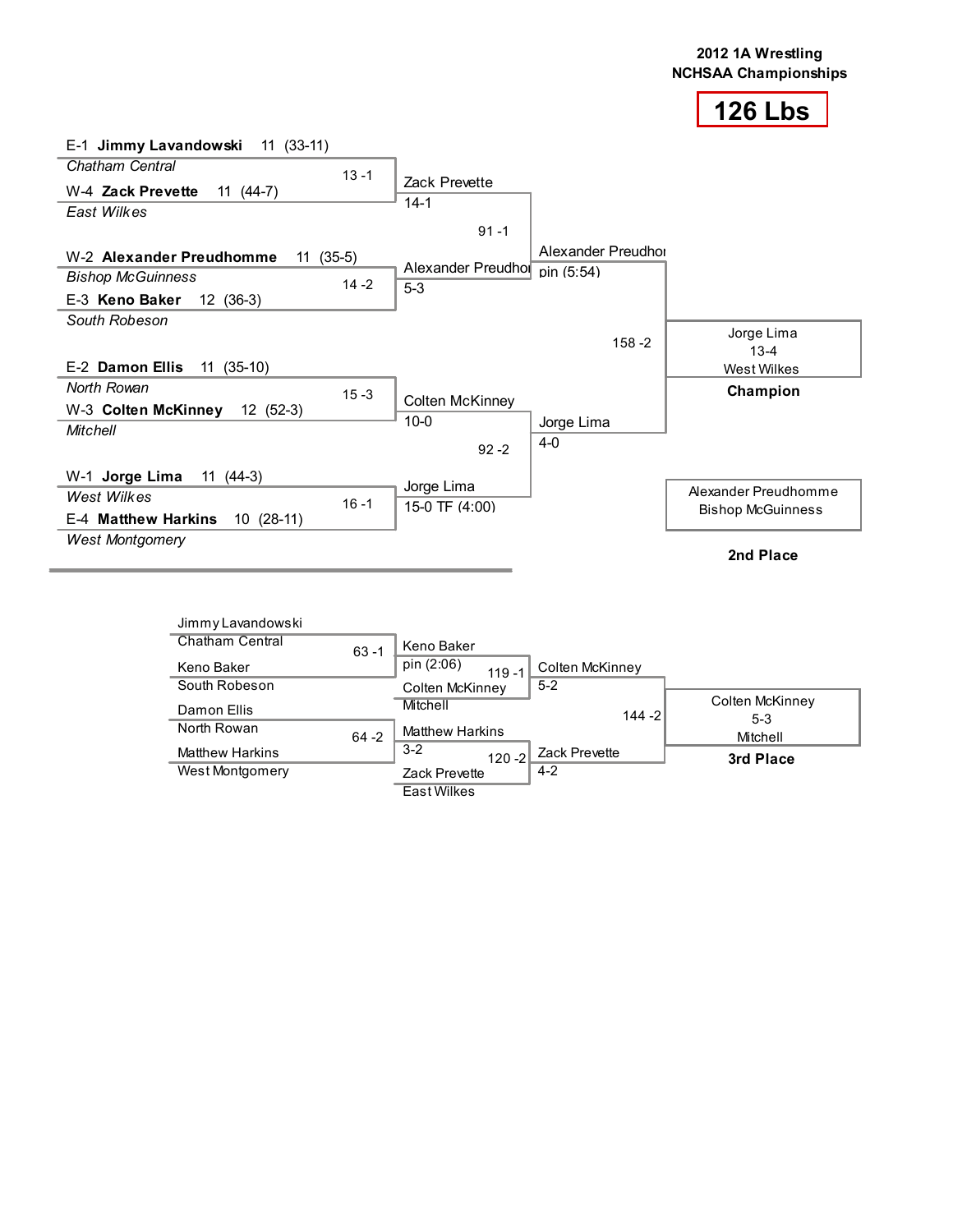**2012 1A Wrestling**
**NCHSAA Championships**

# 126 Lbs

## Championship Bracket

**First Round**

| Bout | Wrestler 1 | Wrestler 2 | Winner | Result |
|---|---|---|---|---|
| 13 -1 | E-1 **Jimmy Lavandowski** 11 (33-11), *Chatham Central* | W-4 **Zack Prevette** 11 (44-7), *East Wilkes* | Zack Prevette | 14-1 |
| 14 -2 | W-2 **Alexander Preudhomme** 11 (35-5), *Bishop McGuinness* | E-3 **Keno Baker** 12 (36-3), *South Robeson* | Alexander Preudhomme | 5-3 |
| 15 -3 | E-2 **Damon Ellis** 11 (35-10), *North Rowan* | W-3 **Colten McKinney** 12 (52-3), *Mitchell* | Colten McKinney | 10-0 |
| 16 -1 | W-1 **Jorge Lima** 11 (44-3), *West Wilkes* | E-4 **Matthew Harkins** 10 (28-11), *West Montgomery* | Jorge Lima | 15-0 TF (4:00) |

**Semifinals**

| Bout | Wrestler 1 | Wrestler 2 | Winner | Result |
|---|---|---|---|---|
| 91 -1 | Zack Prevette | Alexander Preudhomme | Alexander Preudhomme | pin (5:54) |
| 92 -2 | Colten McKinney | Jorge Lima | Jorge Lima | 4-0 |

**Final**

| Bout | Wrestler 1 | Wrestler 2 | Winner | Result |
|---|---|---|---|---|
| 158 -2 | Alexander Preudhomme | Jorge Lima | Jorge Lima, West Wilkes | 13-4 |

**Champion:** Jorge Lima, West Wilkes (13-4)

**2nd Place:** Alexander Preudhomme, Bishop McGuinness

## Consolation Bracket

| Bout | Wrestler 1 | Wrestler 2 | Winner | Result |
|---|---|---|---|---|
| 63 -1 | Jimmy Lavandowski, Chatham Central | Keno Baker, South Robeson | Keno Baker | pin (2:06) |
| 64 -2 | Damon Ellis, North Rowan | Matthew Harkins, West Montgomery | Matthew Harkins | 3-2 |
| 119 -1 | Keno Baker | Colten McKinney, Mitchell | Colten McKinney | 5-2 |
| 120 -2 | Matthew Harkins | Zack Prevette, East Wilkes | Zack Prevette | 4-2 |
| 144 -2 | Colten McKinney | Zack Prevette | Colten McKinney, Mitchell | 5-3 |

**3rd Place:** Colten McKinney, Mitchell (5-3)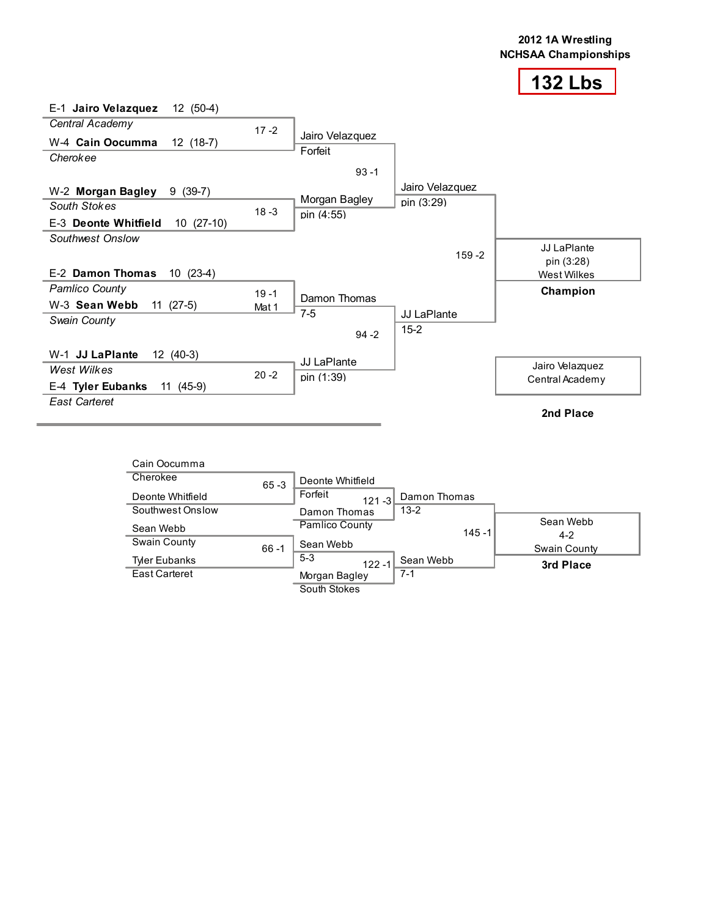**2012 1A Wrestling**
**NCHSAA Championships**

# 132 Lbs

## Championship Bracket

**First Round**

- Match 17-2: E-1 **Jairo Velazquez** 12 (50-4), *Central Academy* vs. W-4 **Cain Oocumma** 12 (18-7), *Cherokee* — Winner: Jairo Velazquez, Forfeit
- Match 18-3: W-2 **Morgan Bagley** 9 (39-7), *South Stokes* vs. E-3 **Deonte Whitfield** 10 (27-10), *Southwest Onslow* — Winner: Morgan Bagley, pin (4:55)
- Match 19-1 (Mat 1): E-2 **Damon Thomas** 10 (23-4), *Pamlico County* vs. W-3 **Sean Webb** 11 (27-5), *Swain County* — Winner: Damon Thomas, 7-5
- Match 20-2: W-1 **JJ LaPlante** 12 (40-3), *West Wilkes* vs. E-4 **Tyler Eubanks** 11 (45-9), *East Carteret* — Winner: JJ LaPlante, pin (1:39)

**Semifinals**

- Match 93-1: Jairo Velazquez vs. Morgan Bagley — Winner: Jairo Velazquez, pin (3:29)
- Match 94-2: Damon Thomas vs. JJ LaPlante — Winner: JJ LaPlante, 15-2

**Final**

- Match 159-2: Jairo Velazquez vs. JJ LaPlante — Winner: JJ LaPlante, pin (3:28), West Wilkes

**Champion:** JJ LaPlante, pin (3:28), West Wilkes

**2nd Place:** Jairo Velazquez, Central Academy

## Consolation Bracket

**Consolation Round 1**

- Match 65-3: Cain Oocumma, Cherokee vs. Deonte Whitfield, Southwest Onslow — Winner: Deonte Whitfield, Forfeit
- Match 66-1: Sean Webb, Swain County vs. Tyler Eubanks, East Carteret — Winner: Sean Webb, 5-3

**Consolation Semifinals**

- Match 121-3: Deonte Whitfield vs. Damon Thomas, Pamlico County — Winner: Damon Thomas, 13-2
- Match 122-1: Sean Webb vs. Morgan Bagley, South Stokes — Winner: Sean Webb, 7-1

**Third Place Match**

- Match 145-1: Damon Thomas vs. Sean Webb — Winner: Sean Webb, 4-2, Swain County

**3rd Place:** Sean Webb, 4-2, Swain County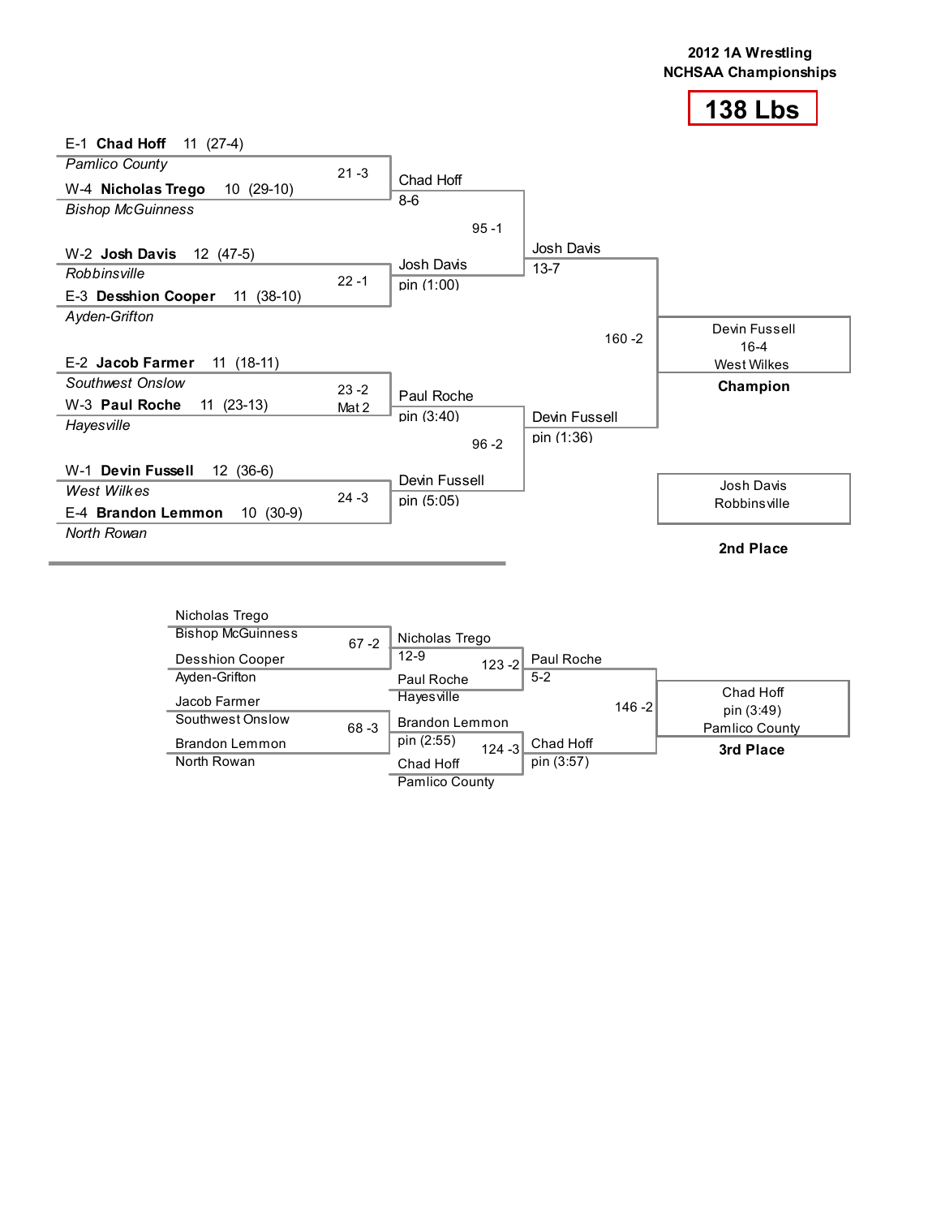# 2012 1A Wrestling
# NCHSAA Championships

## 138 Lbs

### Championship Bracket

**First Round**

- E-1 **Chad Hoff** 11 (27-4) — *Pamlico County*
- W-4 **Nicholas Trego** 10 (29-10) — *Bishop McGuinness*
- Match 21 -3: Chad Hoff, 8-6

- W-2 **Josh Davis** 12 (47-5) — *Robbinsville*
- E-3 **Desshion Cooper** 11 (38-10) — *Ayden-Grifton*
- Match 22 -1: Josh Davis, pin (1:00)

- E-2 **Jacob Farmer** 11 (18-11) — *Southwest Onslow*
- W-3 **Paul Roche** 11 (23-13) — *Hayesville*
- Match 23 -2 (Mat 2): Paul Roche, pin (3:40)

- W-1 **Devin Fussell** 12 (36-6) — *West Wilkes*
- E-4 **Brandon Lemmon** 10 (30-9) — *North Rowan*
- Match 24 -3: Devin Fussell, pin (5:05)

**Semifinals**

- Match 95 -1: Josh Davis, 13-7
- Match 96 -2: Devin Fussell, pin (1:36)

**Final**

- Match 160 -2: Devin Fussell, 16-4, West Wilkes — **Champion**
- Josh Davis, Robbinsville — **2nd Place**

### Consolation Bracket

**First Round**

- Nicholas Trego (Bishop McGuinness) vs. Desshion Cooper (Ayden-Grifton) — Match 67 -2: Nicholas Trego, 12-9
- Jacob Farmer (Southwest Onslow) vs. Brandon Lemmon (North Rowan) — Match 68 -3: Brandon Lemmon, pin (2:55)

**Consolation Semifinals**

- Nicholas Trego vs. Paul Roche (Hayesville) — Match 123 -2: Paul Roche, 5-2
- Brandon Lemmon vs. Chad Hoff (Pamlico County) — Match 124 -3: Chad Hoff, pin (3:57)

**3rd Place Match**

- Match 146 -2: Chad Hoff, pin (3:49), Pamlico County — **3rd Place**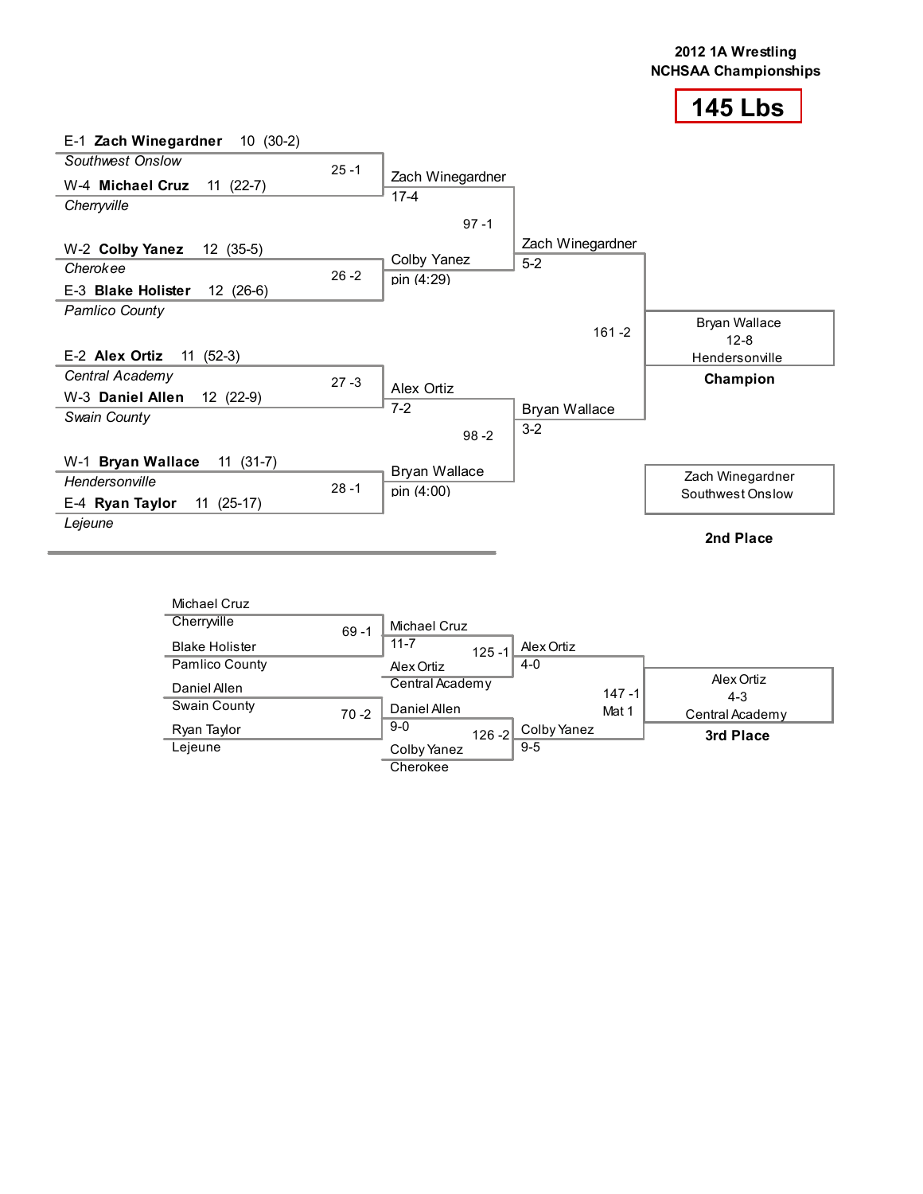# 2012 1A Wrestling NCHSAA Championships

## 145 Lbs

### Championship Bracket

**First Round**

| Bout | Wrestler | School | Winner | Result |
| --- | --- | --- | --- | --- |
| 25 -1 | E-1 **Zach Winegardner** 10 (30-2) | *Southwest Onslow* | Zach Winegardner | 17-4 |
| | W-4 **Michael Cruz** 11 (22-7) | *Cherryville* | | |
| 26 -2 | W-2 **Colby Yanez** 12 (35-5) | *Cherokee* | Colby Yanez | pin (4:29) |
| | E-3 **Blake Holister** 12 (26-6) | *Pamlico County* | | |
| 27 -3 | E-2 **Alex Ortiz** 11 (52-3) | *Central Academy* | Alex Ortiz | 7-2 |
| | W-3 **Daniel Allen** 12 (22-9) | *Swain County* | | |
| 28 -1 | W-1 **Bryan Wallace** 11 (31-7) | *Hendersonville* | Bryan Wallace | pin (4:00) |
| | E-4 **Ryan Taylor** 11 (25-17) | *Lejeune* | | |

**Semifinals**

| Bout | Wrestlers | Winner | Result |
| --- | --- | --- | --- |
| 97 -1 | Zach Winegardner vs. Colby Yanez | Zach Winegardner | 5-2 |
| 98 -2 | Alex Ortiz vs. Bryan Wallace | Bryan Wallace | 3-2 |

**Final**

| Bout | Wrestlers | Winner | Result |
| --- | --- | --- | --- |
| 161 -2 | Zach Winegardner vs. Bryan Wallace | Bryan Wallace (Hendersonville) | 12-8 |

**Champion:** Bryan Wallace, 12-8, Hendersonville

**2nd Place:** Zach Winegardner, Southwest Onslow

### Consolation Bracket

| Bout | Wrestlers | Winner | Result |
| --- | --- | --- | --- |
| 69 -1 | Michael Cruz (Cherryville) vs. Blake Holister (Pamlico County) | Michael Cruz | 11-7 |
| 70 -2 | Daniel Allen (Swain County) vs. Ryan Taylor (Lejeune) | Daniel Allen | 9-0 |
| 125 -1 | Michael Cruz vs. Alex Ortiz (Central Academy) | Alex Ortiz | 4-0 |
| 126 -2 | Daniel Allen vs. Colby Yanez (Cherokee) | Colby Yanez | 9-5 |
| 147 -1 Mat 1 | Alex Ortiz vs. Colby Yanez | Alex Ortiz (Central Academy) | 4-3 |

**3rd Place:** Alex Ortiz, 4-3, Central Academy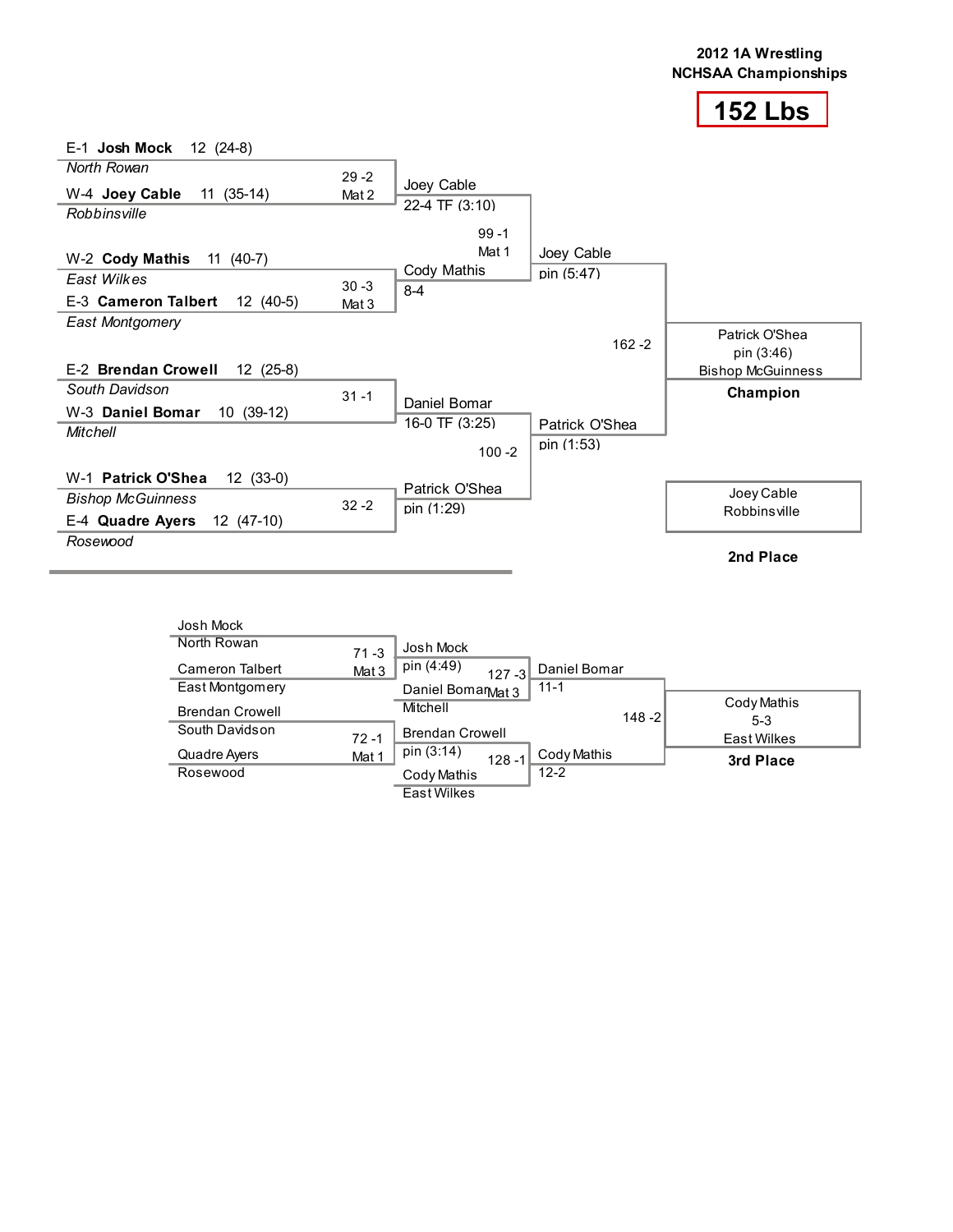**2012 1A Wrestling**
**NCHSAA Championships**

# 152 Lbs

## Championship Bracket

### First Round

| Bout | Wrestler 1 | Wrestler 2 | Winner / Result |
|---|---|---|---|
| 29 -2, Mat 2 | E-1 **Josh Mock** 12 (24-8), *North Rowan* | W-4 **Joey Cable** 11 (35-14), *Robbinsville* | Joey Cable, 22-4 TF (3:10) |
| 30 -3, Mat 3 | W-2 **Cody Mathis** 11 (40-7), *East Wilkes* | E-3 **Cameron Talbert** 12 (40-5), *East Montgomery* | Cody Mathis, 8-4 |
| 31 -1 | E-2 **Brendan Crowell** 12 (25-8), *South Davidson* | W-3 **Daniel Bomar** 10 (39-12), *Mitchell* | Daniel Bomar, 16-0 TF (3:25) |
| 32 -2 | W-1 **Patrick O'Shea** 12 (33-0), *Bishop McGuinness* | E-4 **Quadre Ayers** 12 (47-10), *Rosewood* | Patrick O'Shea, pin (1:29) |

### Semifinals

| Bout | Wrestler 1 | Wrestler 2 | Winner / Result |
|---|---|---|---|
| 99 -1, Mat 1 | Joey Cable | Cody Mathis | Joey Cable, pin (5:47) |
| 100 -2 | Daniel Bomar | Patrick O'Shea | Patrick O'Shea, pin (1:53) |

### Final

| Bout | Wrestler 1 | Wrestler 2 | Winner / Result |
|---|---|---|---|
| 162 -2 | Joey Cable | Patrick O'Shea | Patrick O'Shea, pin (3:46), Bishop McGuinness |

**Champion:** Patrick O'Shea, Bishop McGuinness — pin (3:46)

**2nd Place:** Joey Cable, Robbinsville

## Consolation Bracket

| Bout | Wrestler 1 | Wrestler 2 | Winner / Result |
|---|---|---|---|
| 71 -3, Mat 3 | Josh Mock, North Rowan | Cameron Talbert, East Montgomery | Josh Mock, pin (4:49) |
| 72 -1, Mat 1 | Brendan Crowell, South Davidson | Quadre Ayers, Rosewood | Brendan Crowell, pin (3:14) |
| 127 -3, Mat 3 | Josh Mock | Daniel Bomar, Mitchell | Daniel Bomar, 11-1 |
| 128 -1 | Brendan Crowell | Cody Mathis, East Wilkes | Cody Mathis, 12-2 |
| 148 -2 | Daniel Bomar | Cody Mathis | Cody Mathis, 5-3, East Wilkes |

**3rd Place:** Cody Mathis, East Wilkes — 5-3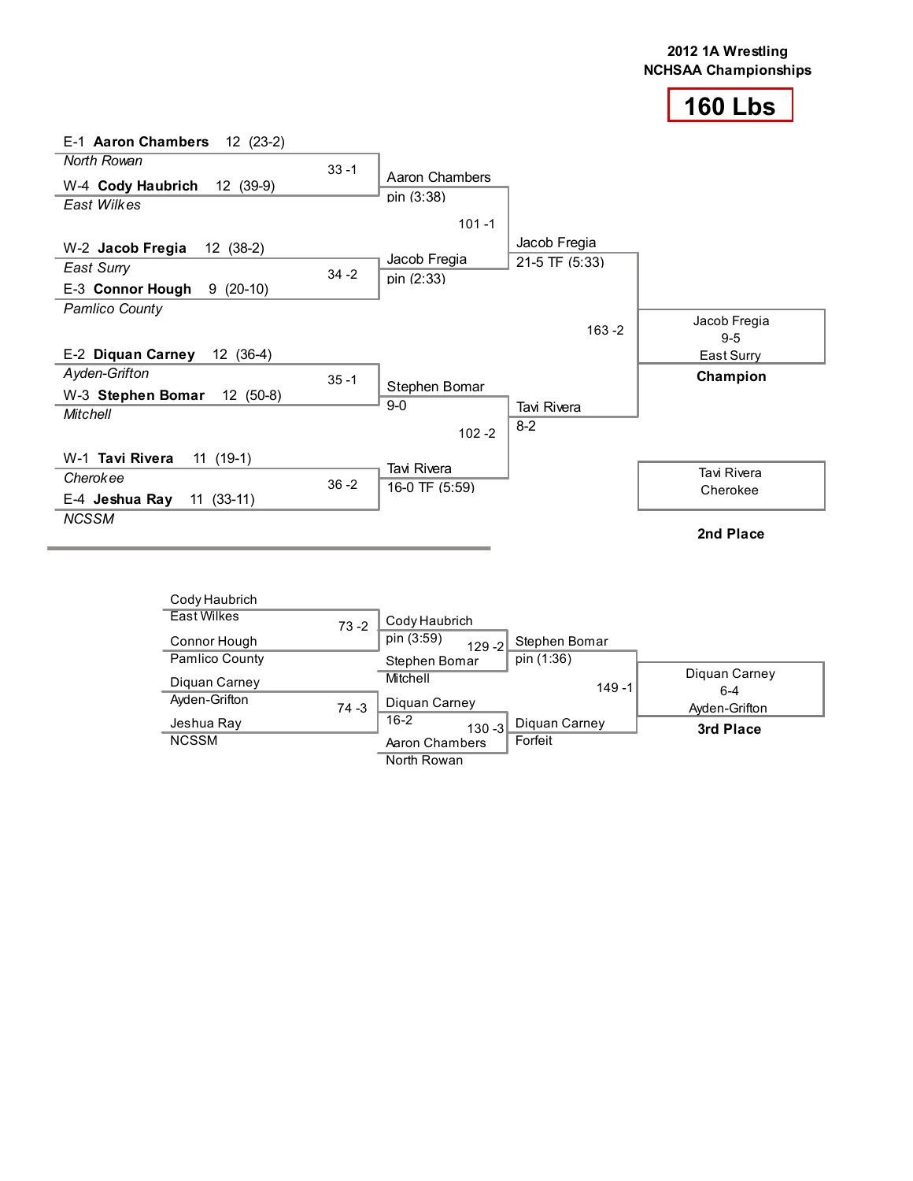**2012 1A Wrestling**
**NCHSAA Championships**

# 160 Lbs

## Championship Bracket

**First Round**

- Match 33 -1: E-1 **Aaron Chambers** 12 (23-2), *North Rowan* vs. W-4 **Cody Haubrich** 12 (39-9), *East Wilkes* — Winner: Aaron Chambers, pin (3:38)
- Match 34 -2: W-2 **Jacob Fregia** 12 (38-2), *East Surry* vs. E-3 **Connor Hough** 9 (20-10), *Pamlico County* — Winner: Jacob Fregia, pin (2:33)
- Match 35 -1: E-2 **Diquan Carney** 12 (36-4), *Ayden-Grifton* vs. W-3 **Stephen Bomar** 12 (50-8), *Mitchell* — Winner: Stephen Bomar, 9-0
- Match 36 -2: W-1 **Tavi Rivera** 11 (19-1), *Cherokee* vs. E-4 **Jeshua Ray** 11 (33-11), *NCSSM* — Winner: Tavi Rivera, 16-0 TF (5:59)

**Semifinals**

- Match 101 -1: Aaron Chambers vs. Jacob Fregia — Winner: Jacob Fregia, 21-5 TF (5:33)
- Match 102 -2: Stephen Bomar vs. Tavi Rivera — Winner: Tavi Rivera, 8-2

**Final**

- Match 163 -2: Jacob Fregia vs. Tavi Rivera — Winner: Jacob Fregia, 9-5, East Surry

**Champion:** Jacob Fregia, 9-5, East Surry

**2nd Place:** Tavi Rivera, Cherokee

## Consolation Bracket

- Match 73 -2: Cody Haubrich (East Wilkes) vs. Connor Hough (Pamlico County) — Winner: Cody Haubrich, pin (3:59)
- Match 74 -3: Diquan Carney (Ayden-Grifton) vs. Jeshua Ray (NCSSM) — Winner: Diquan Carney, 16-2
- Match 129 -2: Cody Haubrich vs. Stephen Bomar (Mitchell) — Winner: Stephen Bomar, pin (1:36)
- Match 130 -3: Diquan Carney vs. Aaron Chambers (North Rowan) — Winner: Diquan Carney, Forfeit
- Match 149 -1: Stephen Bomar vs. Diquan Carney — Winner: Diquan Carney, 6-4, Ayden-Grifton

**3rd Place:** Diquan Carney, 6-4, Ayden-Grifton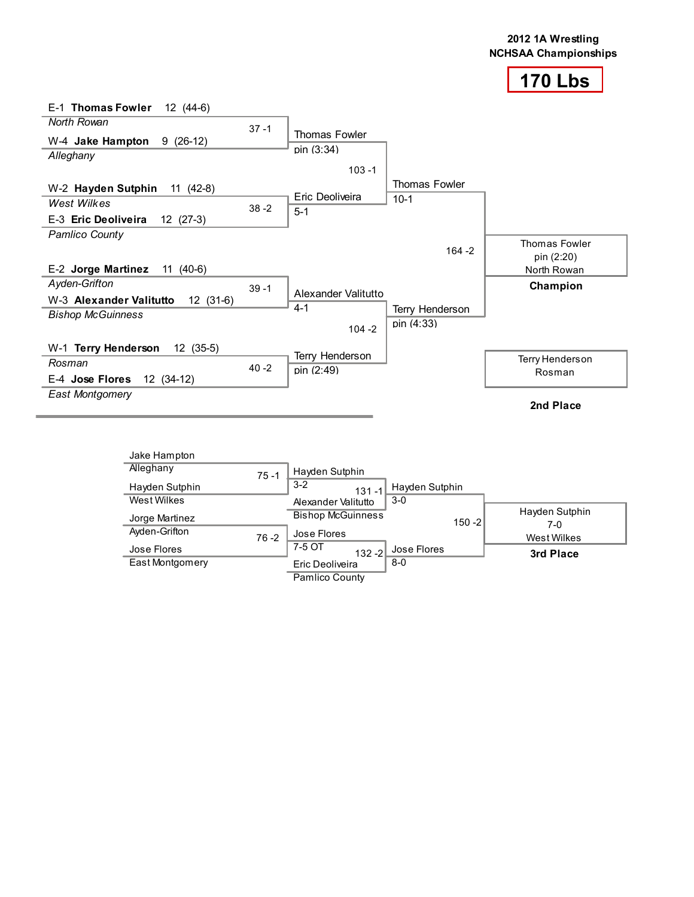# 2012 1A Wrestling NCHSAA Championships

## 170 Lbs

### Championship Bracket

**First Round**

| Bout | Wrestler 1 | Wrestler 2 | Winner | Result |
|---|---|---|---|---|
| 37 -1 | E-1 **Thomas Fowler** 12 (44-6), *North Rowan* | W-4 **Jake Hampton** 9 (26-12), *Alleghany* | Thomas Fowler | pin (3:34) |
| 38 -2 | W-2 **Hayden Sutphin** 11 (42-8), *West Wilkes* | E-3 **Eric Deoliveira** 12 (27-3), *Pamlico County* | Eric Deoliveira | 5-1 |
| 39 -1 | E-2 **Jorge Martinez** 11 (40-6), *Ayden-Grifton* | W-3 **Alexander Valitutto** 12 (31-6), *Bishop McGuinness* | Alexander Valitutto | 4-1 |
| 40 -2 | W-1 **Terry Henderson** 12 (35-5), *Rosman* | E-4 **Jose Flores** 12 (34-12), *East Montgomery* | Terry Henderson | pin (2:49) |

**Semifinals**

| Bout | Winner | Result |
|---|---|---|
| 103 -1 | Thomas Fowler | 10-1 |
| 104 -2 | Terry Henderson | pin (4:33) |

**Final**

| Bout | Winner | Result |
|---|---|---|
| 164 -2 | Thomas Fowler, North Rowan | pin (2:20) |

**Champion:** Thomas Fowler, North Rowan

**2nd Place:** Terry Henderson, Rosman

### Consolation Bracket

| Bout | Wrestler 1 | Wrestler 2 | Winner | Result |
|---|---|---|---|---|
| 75 -1 | Jake Hampton, Alleghany | Hayden Sutphin, West Wilkes | Hayden Sutphin | 3-2 |
| 76 -2 | Jorge Martinez, Ayden-Grifton | Jose Flores, East Montgomery | Jose Flores | 7-5 OT |
| 131 -1 | Hayden Sutphin | Alexander Valitutto, Bishop McGuinness | Hayden Sutphin | 3-0 |
| 132 -2 | Jose Flores | Eric Deoliveira, Pamlico County | Jose Flores | 8-0 |
| 150 -2 | Hayden Sutphin | Jose Flores | Hayden Sutphin, West Wilkes | 7-0 |

**3rd Place:** Hayden Sutphin, West Wilkes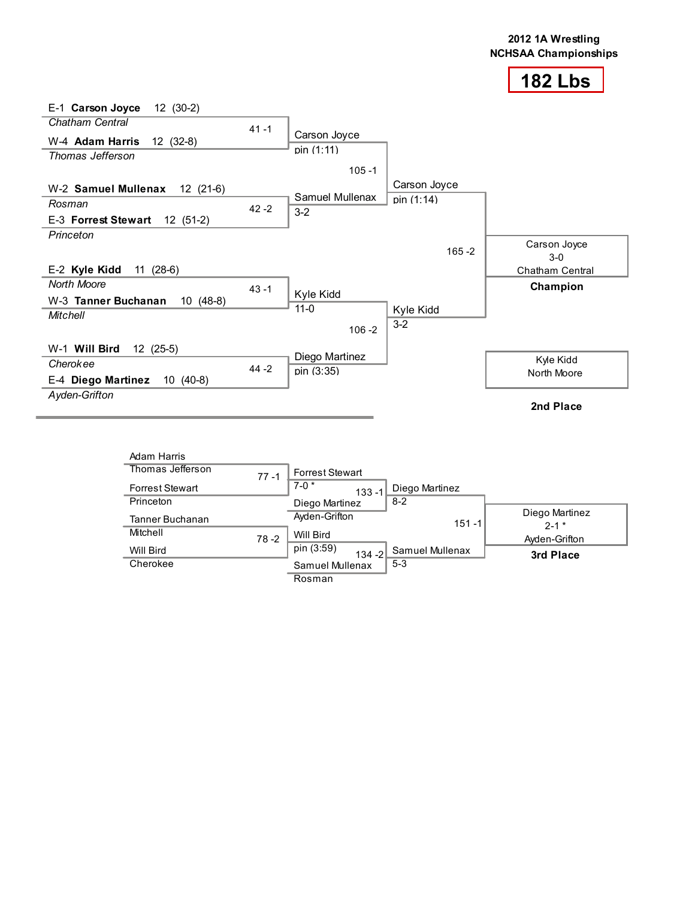**2012 1A Wrestling**
**NCHSAA Championships**

# 182 Lbs

## Championship Bracket

**First Round**

- 41 -1: E-1 **Carson Joyce** 12 (30-2) *Chatham Central* vs. W-4 **Adam Harris** 12 (32-8) *Thomas Jefferson* — Carson Joyce, pin (1:11)
- 42 -2: W-2 **Samuel Mullenax** 12 (21-6) *Rosman* vs. E-3 **Forrest Stewart** 12 (51-2) *Princeton* — Samuel Mullenax, 3-2
- 43 -1: E-2 **Kyle Kidd** 11 (28-6) *North Moore* vs. W-3 **Tanner Buchanan** 10 (48-8) *Mitchell* — Kyle Kidd, 11-0
- 44 -2: W-1 **Will Bird** 12 (25-5) *Cherokee* vs. E-4 **Diego Martinez** 10 (40-8) *Ayden-Grifton* — Diego Martinez, pin (3:35)

**Semifinals**

- 105 -1: Carson Joyce vs. Samuel Mullenax — Carson Joyce, pin (1:14)
- 106 -2: Kyle Kidd vs. Diego Martinez — Kyle Kidd, 3-2

**Final**

- 165 -2: Carson Joyce vs. Kyle Kidd — Carson Joyce, 3-0, Chatham Central

**Champion:** Carson Joyce, Chatham Central

**2nd Place:** Kyle Kidd, North Moore

## Consolation Bracket

- 77 -1: Adam Harris (Thomas Jefferson) vs. Forrest Stewart (Princeton) — Forrest Stewart, 7-0 *
- 78 -2: Tanner Buchanan (Mitchell) vs. Will Bird (Cherokee) — Will Bird, pin (3:59)
- 133 -1: Forrest Stewart vs. Diego Martinez (Ayden-Grifton) — Diego Martinez, 8-2
- 134 -2: Will Bird vs. Samuel Mullenax (Rosman) — Samuel Mullenax, 5-3
- 151 -1: Diego Martinez vs. Samuel Mullenax — Diego Martinez, 2-1 *, Ayden-Grifton

**3rd Place:** Diego Martinez, Ayden-Grifton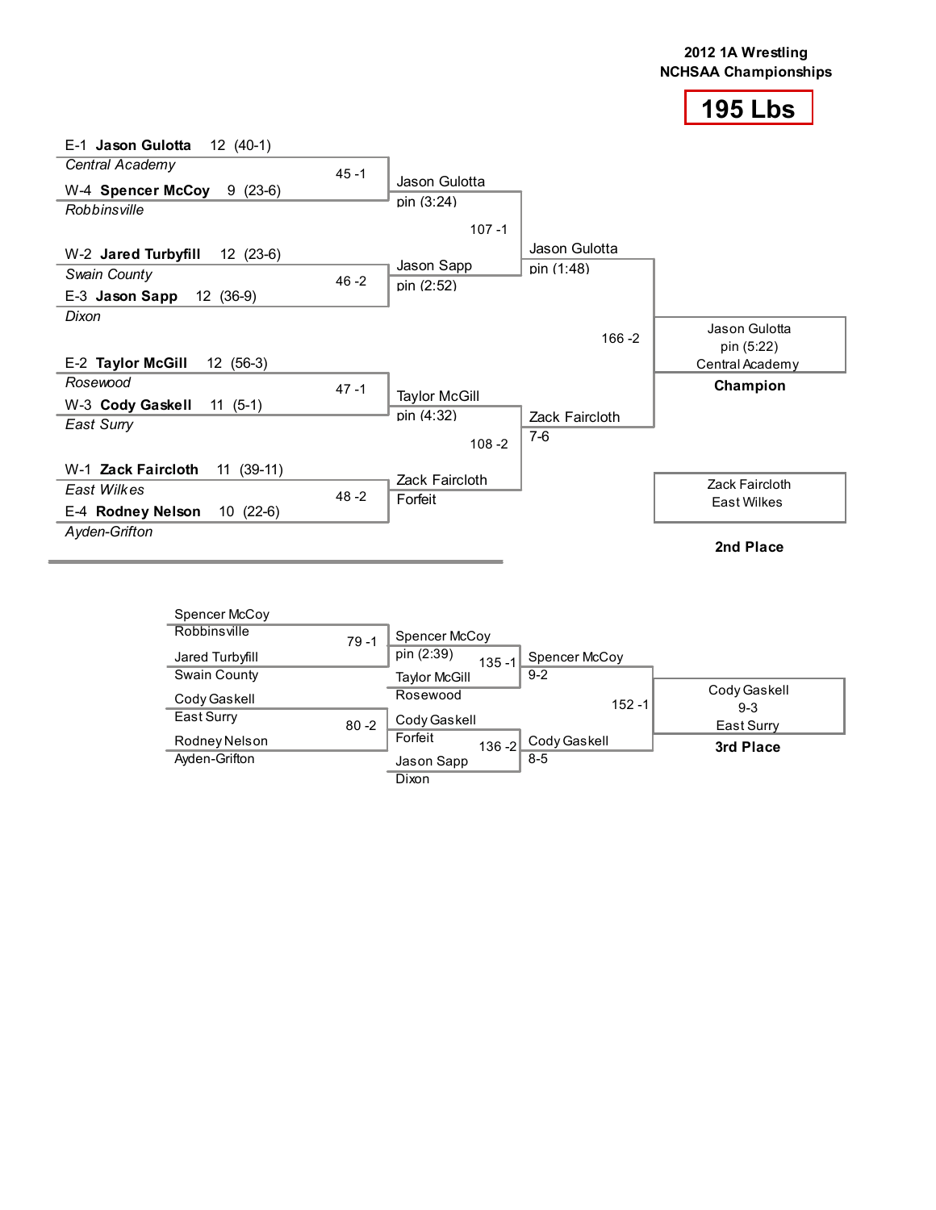**2012 1A Wrestling**
**NCHSAA Championships**

# 195 Lbs

## Championship Bracket

### First Round

| Bout | Wrestler 1 | Wrestler 2 | Winner | Result |
|---|---|---|---|---|
| 45 -1 | E-1 **Jason Gulotta** 12 (40-1), *Central Academy* | W-4 **Spencer McCoy** 9 (23-6), *Robbinsville* | Jason Gulotta | pin (3:24) |
| 46 -2 | W-2 **Jared Turbyfill** 12 (23-6), *Swain County* | E-3 **Jason Sapp** 12 (36-9), *Dixon* | Jason Sapp | pin (2:52) |
| 47 -1 | E-2 **Taylor McGill** 12 (56-3), *Rosewood* | W-3 **Cody Gaskell** 11 (5-1), *East Surry* | Taylor McGill | pin (4:32) |
| 48 -2 | W-1 **Zack Faircloth** 11 (39-11), *East Wilkes* | E-4 **Rodney Nelson** 10 (22-6), *Ayden-Grifton* | Zack Faircloth | Forfeit |

### Semifinals

| Bout | Wrestler 1 | Wrestler 2 | Winner | Result |
|---|---|---|---|---|
| 107 -1 | Jason Gulotta | Jason Sapp | Jason Gulotta | pin (1:48) |
| 108 -2 | Taylor McGill | Zack Faircloth | Zack Faircloth | 7-6 |

### Final

| Bout | Wrestler 1 | Wrestler 2 | Winner | Result |
|---|---|---|---|---|
| 166 -2 | Jason Gulotta | Zack Faircloth | Jason Gulotta | pin (5:22) |

**Champion:** Jason Gulotta, Central Academy

**2nd Place:** Zack Faircloth, East Wilkes

## Consolation Bracket

| Bout | Wrestler 1 | Wrestler 2 | Winner | Result |
|---|---|---|---|---|
| 79 -1 | Spencer McCoy, Robbinsville | Jared Turbyfill, Swain County | Spencer McCoy | pin (2:39) |
| 80 -2 | Cody Gaskell, East Surry | Rodney Nelson, Ayden-Grifton | Cody Gaskell | Forfeit |
| 135 -1 | Spencer McCoy | Taylor McGill, Rosewood | Spencer McCoy | 9-2 |
| 136 -2 | Cody Gaskell | Jason Sapp, Dixon | Cody Gaskell | 8-5 |
| 152 -1 | Spencer McCoy | Cody Gaskell | Cody Gaskell | 9-3 |

**3rd Place:** Cody Gaskell, East Surry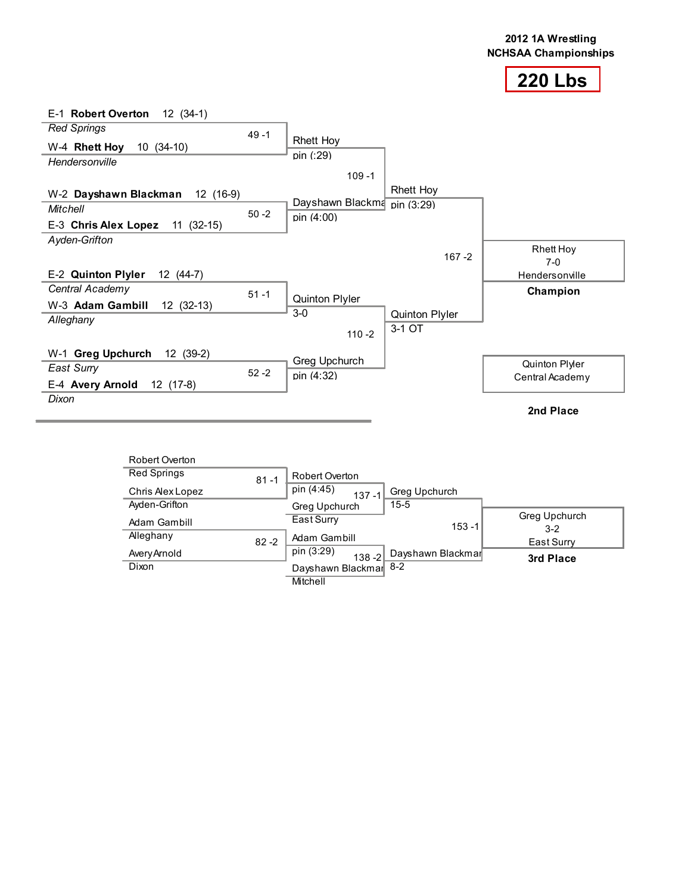**2012 1A Wrestling**
**NCHSAA Championships**

# 220 Lbs

## Championship Bracket

| Wrestler | School | Match | Result |
| --- | --- | --- | --- |
| E-1 **Robert Overton** 12 (34-1) | *Red Springs* | 49 -1 | Rhett Hoy pin (:29) |
| W-4 **Rhett Hoy** 10 (34-10) | *Hendersonville* | | |
| W-2 **Dayshawn Blackman** 12 (16-9) | *Mitchell* | 50 -2 | Dayshawn Blackman pin (4:00) |
| E-3 **Chris Alex Lopez** 11 (32-15) | *Ayden-Grifton* | | |
| E-2 **Quinton Plyler** 12 (44-7) | *Central Academy* | 51 -1 | Quinton Plyler 3-0 |
| W-3 **Adam Gambill** 12 (32-13) | *Alleghany* | | |
| W-1 **Greg Upchurch** 12 (39-2) | *East Surry* | 52 -2 | Greg Upchurch pin (4:32) |
| E-4 **Avery Arnold** 12 (17-8) | *Dixon* | | |

Semifinals:

- 109 -1: Rhett Hoy pin (3:29)
- 110 -2: Quinton Plyler 3-1 OT

Final:

- 167 -2: Rhett Hoy 7-0 Hendersonville — **Champion**
- Quinton Plyler, Central Academy — **2nd Place**

## Consolation Bracket

| Wrestler | School | Match | Result |
| --- | --- | --- | --- |
| Robert Overton | Red Springs | 81 -1 | Robert Overton pin (4:45) |
| Chris Alex Lopez | Ayden-Grifton | | |
| Adam Gambill | Alleghany | 82 -2 | Adam Gambill pin (3:29) |
| Avery Arnold | Dixon | | |

- 137 -1: Robert Overton vs. Greg Upchurch (East Surry) — Greg Upchurch 15-5
- 138 -2: Adam Gambill vs. Dayshawn Blackman (Mitchell) — Dayshawn Blackman 8-2
- 153 -1: Greg Upchurch 3-2 East Surry — **3rd Place**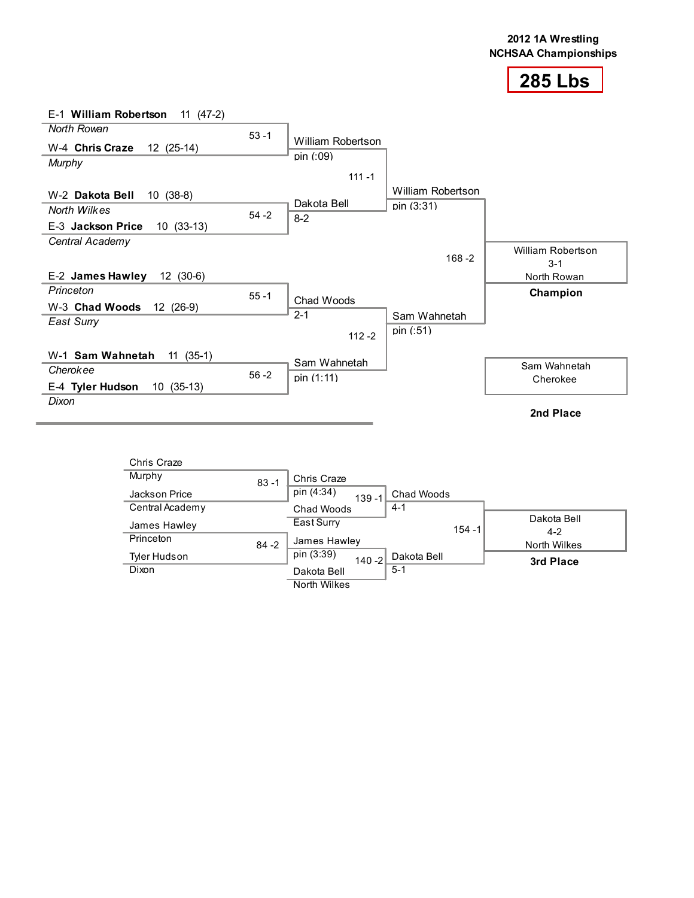**2012 1A Wrestling**
**NCHSAA Championships**

# 285 Lbs

## Championship Bracket

E-1 **William Robertson** 11 (47-2)
*North Rowan*
W-4 **Chris Craze** 12 (25-14)
*Murphy*

53 -1
William Robertson
pin (:09)

W-2 **Dakota Bell** 10 (38-8)
*North Wilkes*
E-3 **Jackson Price** 10 (33-13)
*Central Academy*

54 -2
Dakota Bell
8-2

111 -1
William Robertson
pin (3:31)

E-2 **James Hawley** 12 (30-6)
*Princeton*
W-3 **Chad Woods** 12 (26-9)
*East Surry*

55 -1
Chad Woods
2-1

W-1 **Sam Wahnetah** 11 (35-1)
*Cherokee*
E-4 **Tyler Hudson** 10 (35-13)
*Dixon*

56 -2
Sam Wahnetah
pin (1:11)

112 -2
Sam Wahnetah
pin (:51)

168 -2
William Robertson
3-1
North Rowan
**Champion**

Sam Wahnetah
Cherokee
**2nd Place**

## Consolation Bracket

Chris Craze
Murphy
Jackson Price
Central Academy

83 -1
Chris Craze
pin (4:34)

James Hawley
Princeton
Tyler Hudson
Dixon

84 -2
James Hawley
pin (3:39)

Chad Woods
East Surry

139 -1
Chad Woods
4-1

Dakota Bell
North Wilkes

140 -2
Dakota Bell
5-1

154 -1
Dakota Bell
4-2
North Wilkes
**3rd Place**